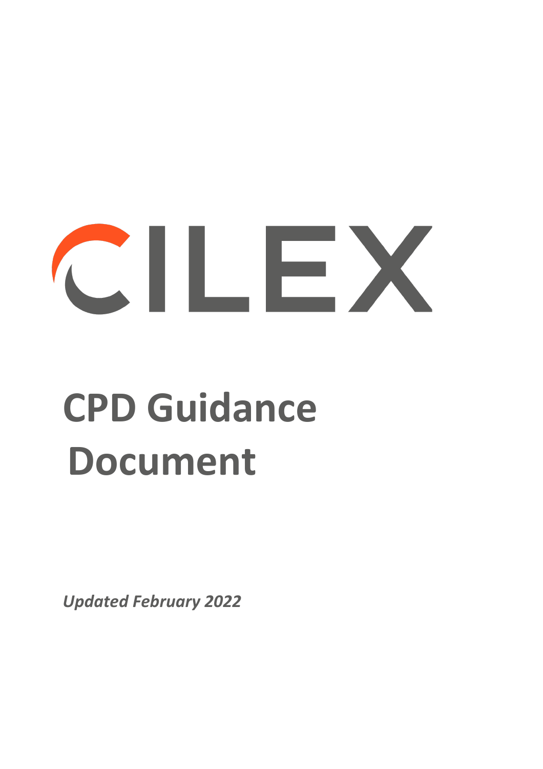CILEX

# CPD Guidance Document

*Updated February 2022*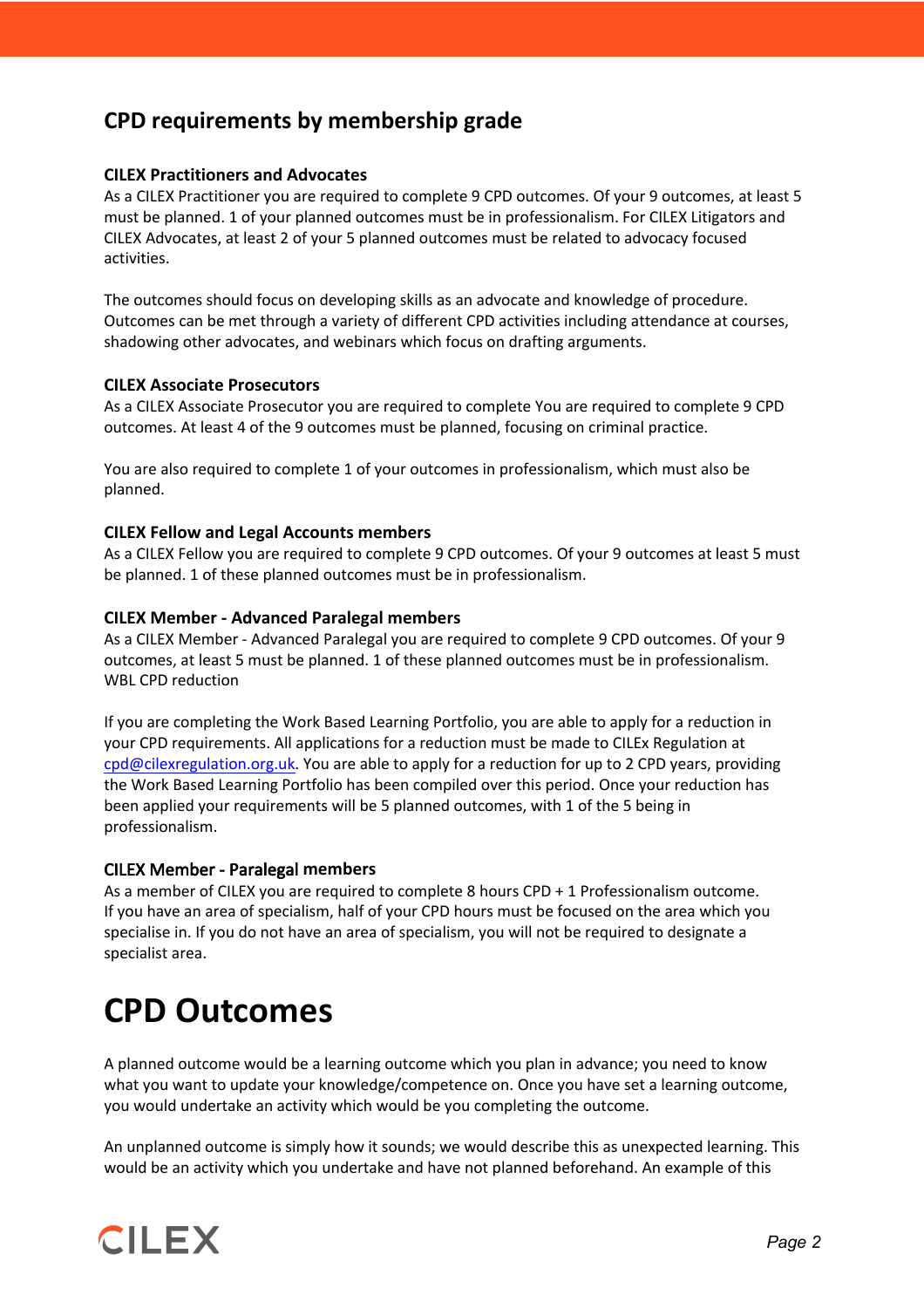## CPD requirements by membership grade

### CILEX Practitioners and Advocates

As a CILEX Practitioner you are required to complete 9 CPD outcomes. Of your 9 outcomes, at least 5 must be planned. 1 of your planned outcomes must be in professionalism. For CILEX Litigators and CILEX Advocates, at least 2 of your 5 planned outcomes must be related to advocacy focused activities.

The outcomes should focus on developing skills as an advocate and knowledge of procedure. Outcomes can be met through a variety of different CPD activities including attendance at courses, shadowing other advocates, and webinars which focus on drafting arguments.

### CILEX Associate Prosecutors

As a CILEX Associate Prosecutor you are required to complete You are required to complete 9 CPD outcomes. At least 4 of the 9 outcomes must be planned, focusing on criminal practice.

You are also required to complete 1 of your outcomes in professionalism, which must also be planned.

### CILEX Fellow and Legal Accounts members

As a CILEX Fellow you are required to complete 9 CPD outcomes. Of your 9 outcomes at least 5 must be planned. 1 of these planned outcomes must be in professionalism.

### CILEX Member - Advanced Paralegal members

As a CILEX Member - Advanced Paralegal you are required to complete 9 CPD outcomes. Of your 9 outcomes, at least 5 must be planned. 1 of these planned outcomes must be in professionalism.
WBL CPD reduction

If you are completing the Work Based Learning Portfolio, you are able to apply for a reduction in your CPD requirements. All applications for a reduction must be made to CILEx Regulation at cpd@cilexregulation.org.uk. You are able to apply for a reduction for up to 2 CPD years, providing the Work Based Learning Portfolio has been compiled over this period. Once your reduction has been applied your requirements will be 5 planned outcomes, with 1 of the 5 being in professionalism.

### CILEX Member - Paralegal members

As a member of CILEX you are required to complete 8 hours CPD + 1 Professionalism outcome. If you have an area of specialism, half of your CPD hours must be focused on the area which you specialise in. If you do not have an area of specialism, you will not be required to designate a specialist area.

# CPD Outcomes

A planned outcome would be a learning outcome which you plan in advance; you need to know what you want to update your knowledge/competence on. Once you have set a learning outcome, you would undertake an activity which would be you completing the outcome.

An unplanned outcome is simply how it sounds; we would describe this as unexpected learning. This would be an activity which you undertake and have not planned beforehand. An example of this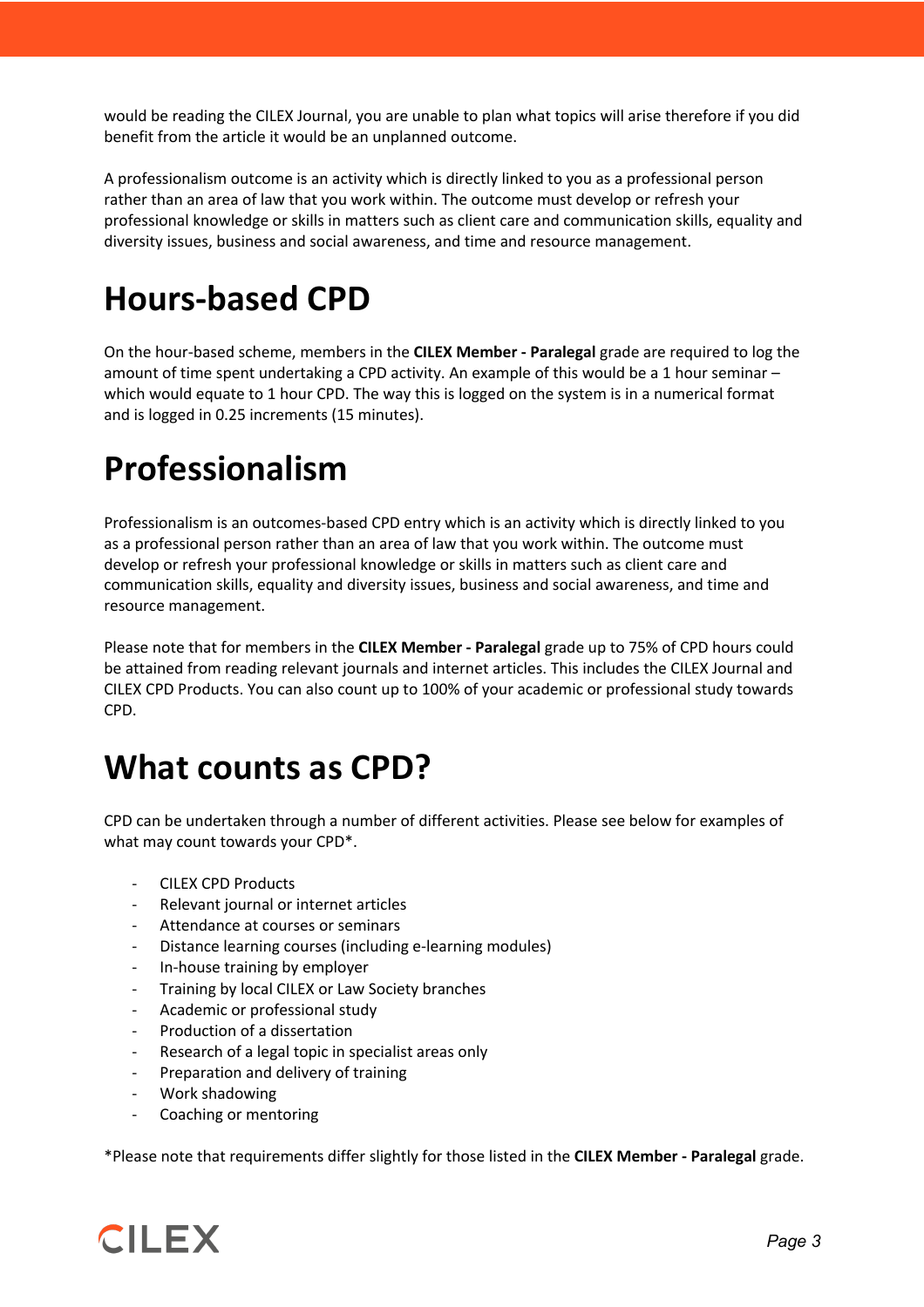would be reading the CILEX Journal, you are unable to plan what topics will arise therefore if you did benefit from the article it would be an unplanned outcome.

A professionalism outcome is an activity which is directly linked to you as a professional person rather than an area of law that you work within. The outcome must develop or refresh your professional knowledge or skills in matters such as client care and communication skills, equality and diversity issues, business and social awareness, and time and resource management.

# Hours-based CPD

On the hour-based scheme, members in the **CILEX Member - Paralegal** grade are required to log the amount of time spent undertaking a CPD activity. An example of this would be a 1 hour seminar – which would equate to 1 hour CPD. The way this is logged on the system is in a numerical format and is logged in 0.25 increments (15 minutes).

# Professionalism

Professionalism is an outcomes-based CPD entry which is an activity which is directly linked to you as a professional person rather than an area of law that you work within. The outcome must develop or refresh your professional knowledge or skills in matters such as client care and communication skills, equality and diversity issues, business and social awareness, and time and resource management.

Please note that for members in the **CILEX Member - Paralegal** grade up to 75% of CPD hours could be attained from reading relevant journals and internet articles. This includes the CILEX Journal and CILEX CPD Products. You can also count up to 100% of your academic or professional study towards CPD.

# What counts as CPD?

CPD can be undertaken through a number of different activities. Please see below for examples of what may count towards your CPD*.

- CILEX CPD Products
- Relevant journal or internet articles
- Attendance at courses or seminars
- Distance learning courses (including e-learning modules)
- In-house training by employer
- Training by local CILEX or Law Society branches
- Academic or professional study
- Production of a dissertation
- Research of a legal topic in specialist areas only
- Preparation and delivery of training
- Work shadowing
- Coaching or mentoring

*Please note that requirements differ slightly for those listed in the **CILEX Member - Paralegal** grade.